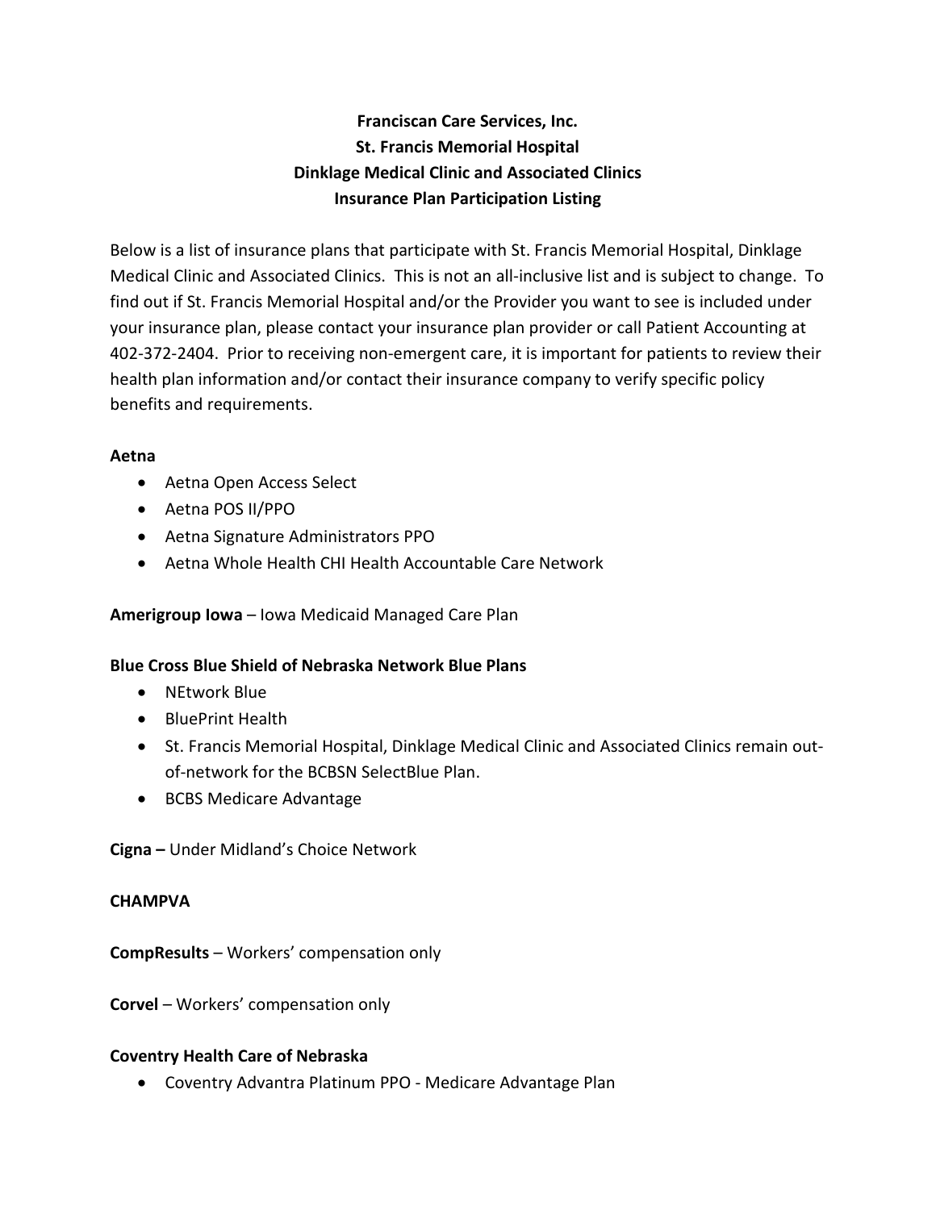# Franciscan Care Services, Inc.
## St. Francis Memorial Hospital
## Dinklage Medical Clinic and Associated Clinics
## Insurance Plan Participation Listing

Below is a list of insurance plans that participate with St. Francis Memorial Hospital, Dinklage Medical Clinic and Associated Clinics. This is not an all-inclusive list and is subject to change. To find out if St. Francis Memorial Hospital and/or the Provider you want to see is included under your insurance plan, please contact your insurance plan provider or call Patient Accounting at 402-372-2404. Prior to receiving non-emergent care, it is important for patients to review their health plan information and/or contact their insurance company to verify specific policy benefits and requirements.

**Aetna**

- Aetna Open Access Select
- Aetna POS II/PPO
- Aetna Signature Administrators PPO
- Aetna Whole Health CHI Health Accountable Care Network

**Amerigroup Iowa** – Iowa Medicaid Managed Care Plan

**Blue Cross Blue Shield of Nebraska Network Blue Plans**

- NEtwork Blue
- BluePrint Health
- St. Francis Memorial Hospital, Dinklage Medical Clinic and Associated Clinics remain out-of-network for the BCBSN SelectBlue Plan.
- BCBS Medicare Advantage

**Cigna –** Under Midland's Choice Network

**CHAMPVA**

**CompResults** – Workers' compensation only

**Corvel** – Workers' compensation only

**Coventry Health Care of Nebraska**

- Coventry Advantra Platinum PPO - Medicare Advantage Plan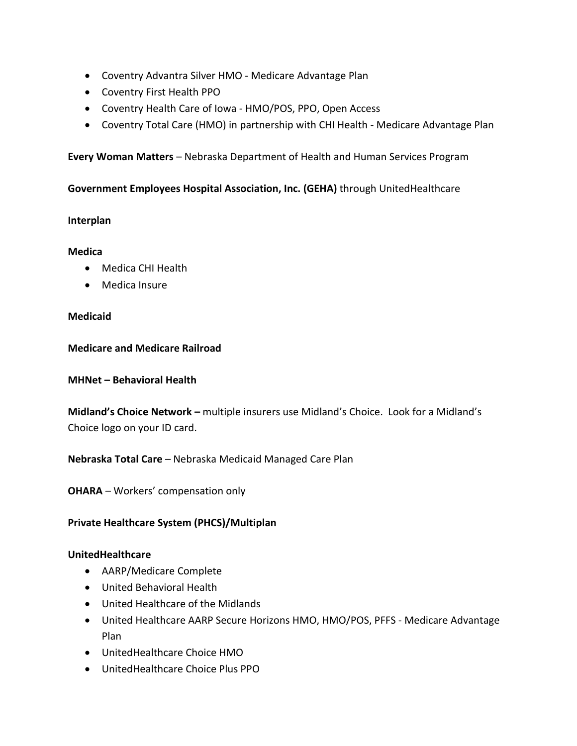- Coventry Advantra Silver HMO - Medicare Advantage Plan
- Coventry First Health PPO
- Coventry Health Care of Iowa - HMO/POS, PPO, Open Access
- Coventry Total Care (HMO) in partnership with CHI Health - Medicare Advantage Plan

**Every Woman Matters** – Nebraska Department of Health and Human Services Program

**Government Employees Hospital Association, Inc. (GEHA)** through UnitedHealthcare

**Interplan**

**Medica**

- Medica CHI Health
- Medica Insure

**Medicaid**

**Medicare and Medicare Railroad**

**MHNet – Behavioral Health**

**Midland's Choice Network –** multiple insurers use Midland's Choice. Look for a Midland's Choice logo on your ID card.

**Nebraska Total Care** – Nebraska Medicaid Managed Care Plan

**OHARA** – Workers' compensation only

**Private Healthcare System (PHCS)/Multiplan**

**UnitedHealthcare**

- AARP/Medicare Complete
- United Behavioral Health
- United Healthcare of the Midlands
- United Healthcare AARP Secure Horizons HMO, HMO/POS, PFFS - Medicare Advantage Plan
- UnitedHealthcare Choice HMO
- UnitedHealthcare Choice Plus PPO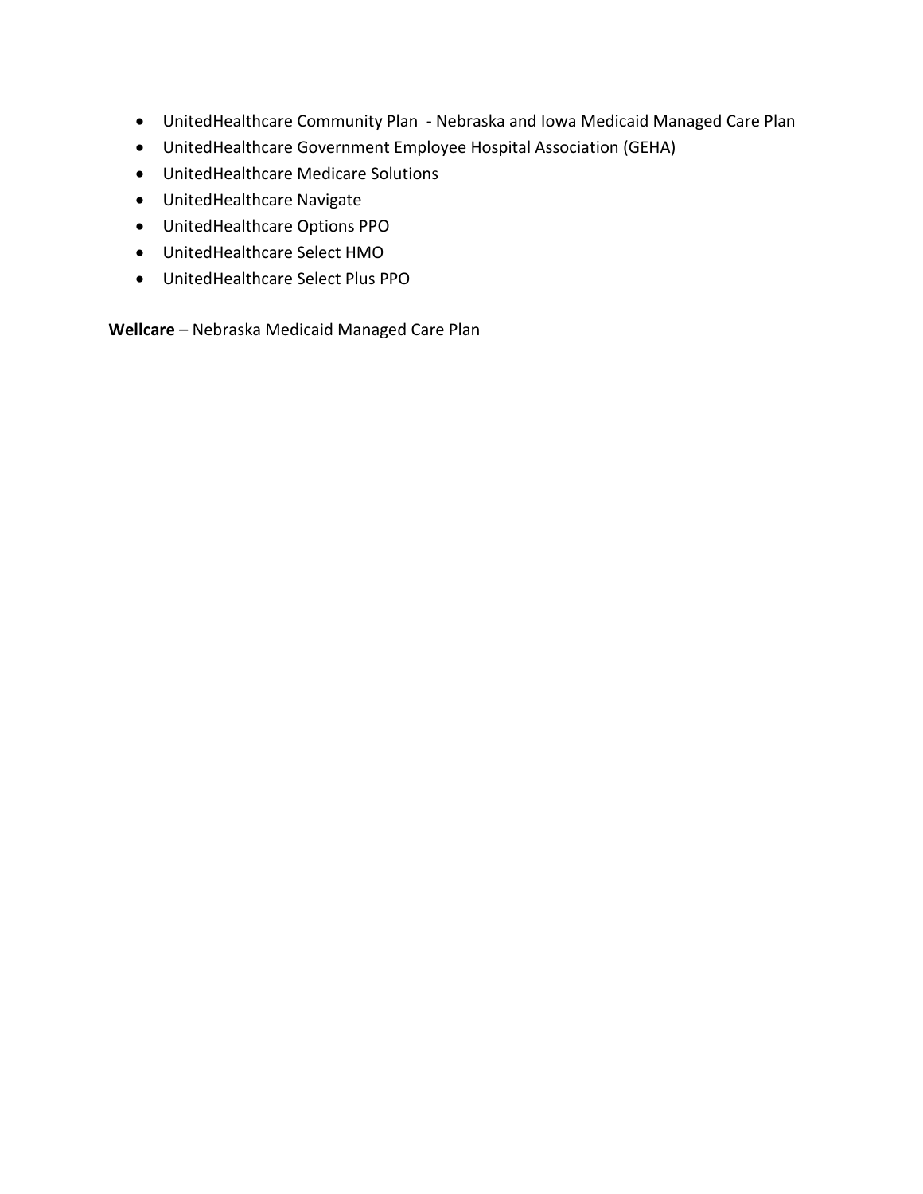- UnitedHealthcare Community Plan  - Nebraska and Iowa Medicaid Managed Care Plan
- UnitedHealthcare Government Employee Hospital Association (GEHA)
- UnitedHealthcare Medicare Solutions
- UnitedHealthcare Navigate
- UnitedHealthcare Options PPO
- UnitedHealthcare Select HMO
- UnitedHealthcare Select Plus PPO

**Wellcare** – Nebraska Medicaid Managed Care Plan